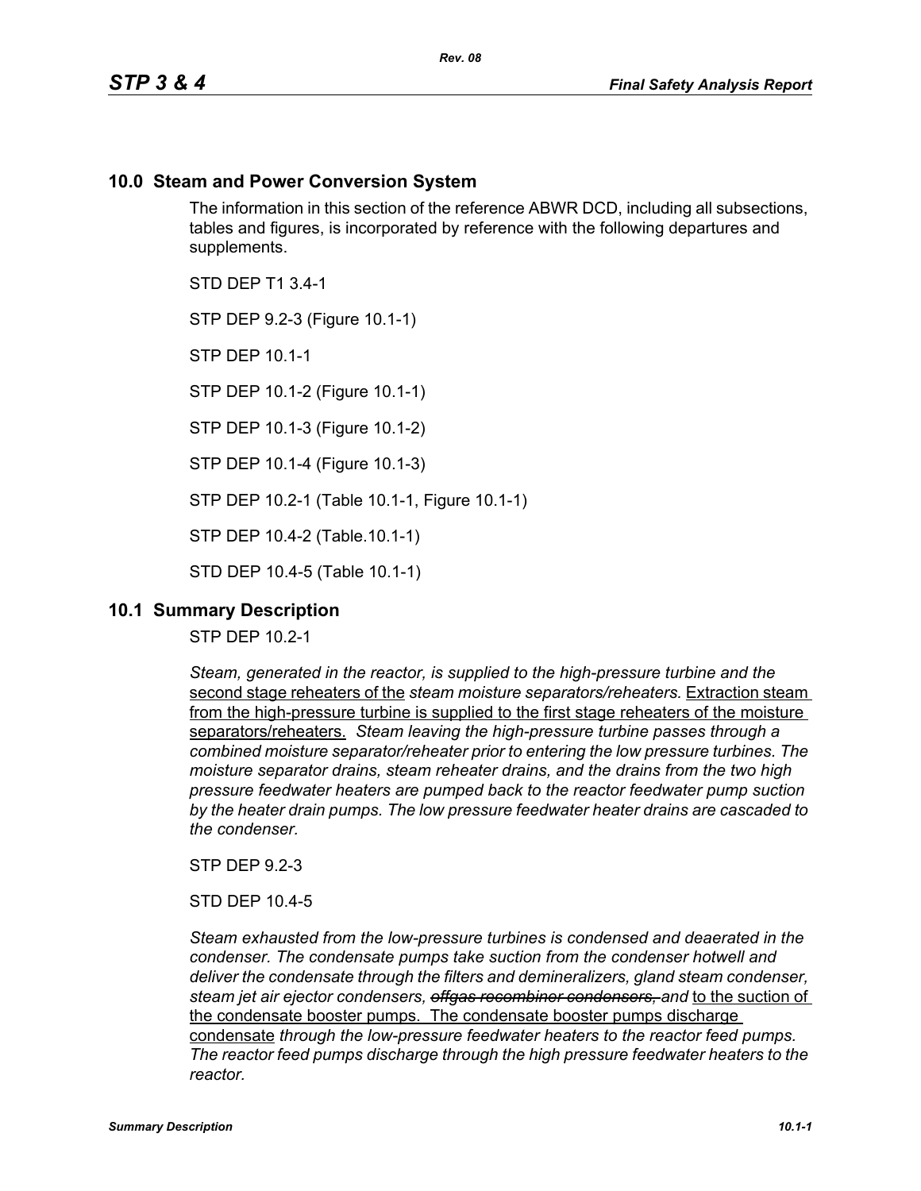## 10.0 Steam and Power Conversion System

The information in this section of the reference ABWR DCD, including all subsections, tables and figures, is incorporated by reference with the following departures and supplements.

STD DEP T1 3.4-1

STP DEP 9.2-3 (Figure 10.1-1)

STP DEP 10.1-1

STP DEP 10.1-2 (Figure 10.1-1)

STP DEP 10.1-3 (Figure 10.1-2)

STP DEP 10.1-4 (Figure 10.1-3)

STP DEP 10.2-1 (Table 10.1-1, Figure 10.1-1)

STP DEP 10.4-2 (Table.10.1-1)

STD DEP 10.4-5 (Table 10.1-1)

## 10.1 Summary Description

STP DEP 10.2-1

*Steam, generated in the reactor, is supplied to the high-pressure turbine and the* <u>second stage reheaters of the</u> *steam moisture separators/reheaters.* <u>Extraction steam from the high-pressure turbine is supplied to the first stage reheaters of the moisture separators/reheaters.</u> *Steam leaving the high-pressure turbine passes through a combined moisture separator/reheater prior to entering the low pressure turbines. The moisture separator drains, steam reheater drains, and the drains from the two high pressure feedwater heaters are pumped back to the reactor feedwater pump suction by the heater drain pumps. The low pressure feedwater heater drains are cascaded to the condenser.*

STP DEP 9.2-3

STD DEP 10.4-5

*Steam exhausted from the low-pressure turbines is condensed and deaerated in the condenser. The condensate pumps take suction from the condenser hotwell and deliver the condensate through the filters and demineralizers, gland steam condenser, steam jet air ejector condensers,* ~~*offgas recombiner condensers,*~~ *and* <u>to the suction of the condensate booster pumps. The condensate booster pumps discharge condensate</u> *through the low-pressure feedwater heaters to the reactor feed pumps. The reactor feed pumps discharge through the high pressure feedwater heaters to the reactor.*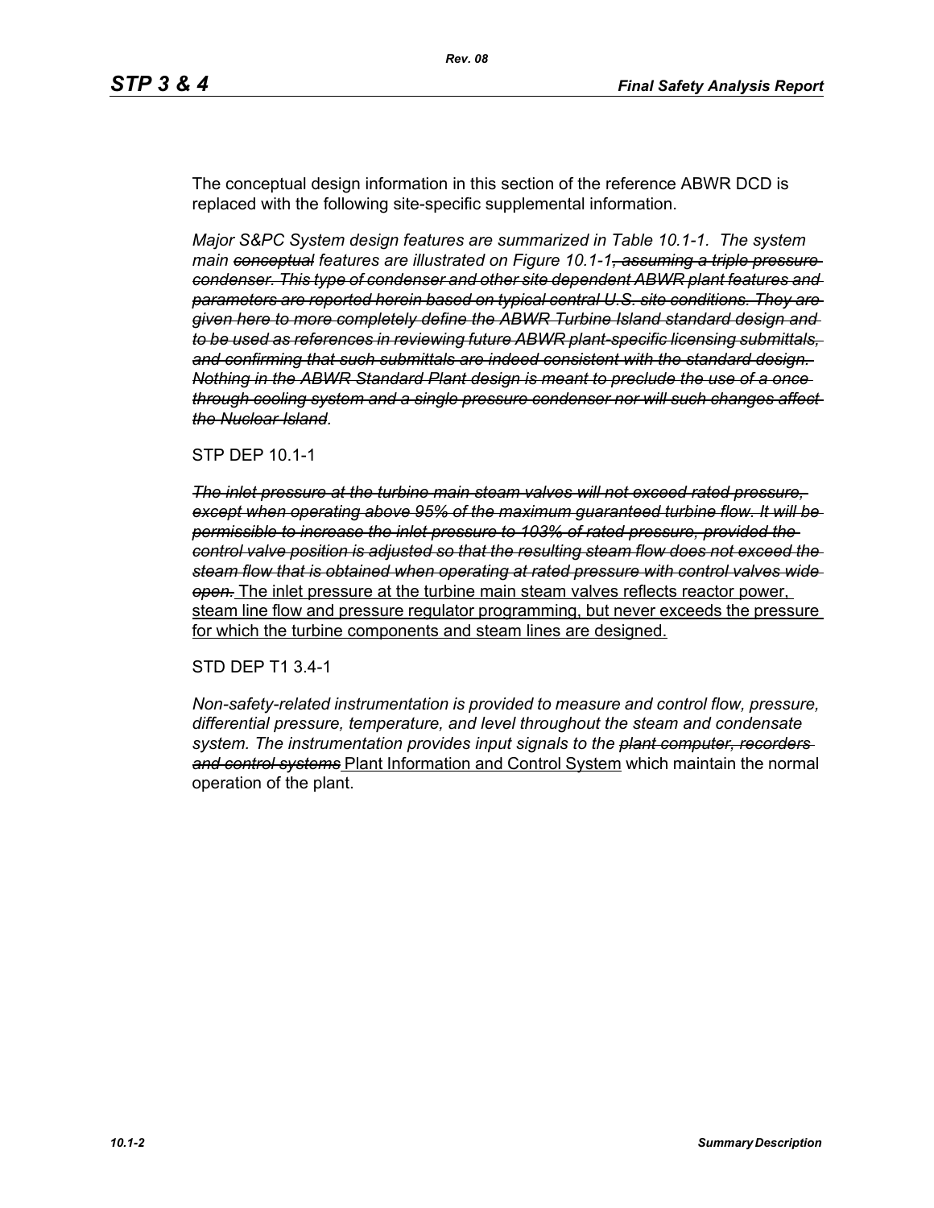The conceptual design information in this section of the reference ABWR DCD is replaced with the following site-specific supplemental information.

*Major S&PC System design features are summarized in Table 10.1-1. The system main ~~conceptual~~ features are illustrated on Figure 10.1-1~~, assuming a triple pressure condenser. This type of condenser and other site dependent ABWR plant features and parameters are reported herein based on typical central U.S. site conditions. They are given here to more completely define the ABWR Turbine Island standard design and to be used as references in reviewing future ABWR plant-specific licensing submittals, and confirming that such submittals are indeed consistent with the standard design. Nothing in the ABWR Standard Plant design is meant to preclude the use of a once through cooling system and a single pressure condenser nor will such changes affect the Nuclear Island~~.*

STP DEP 10.1-1

*~~The inlet pressure at the turbine main steam valves will not exceed rated pressure, except when operating above 95% of the maximum guaranteed turbine flow. It will be permissible to increase the inlet pressure to 103% of rated pressure, provided the control valve position is adjusted so that the resulting steam flow does not exceed the steam flow that is obtained when operating at rated pressure with control valves wide open.~~* <u>The inlet pressure at the turbine main steam valves reflects reactor power, steam line flow and pressure regulator programming, but never exceeds the pressure for which the turbine components and steam lines are designed.</u>

STD DEP T1 3.4-1

*Non-safety-related instrumentation is provided to measure and control flow, pressure, differential pressure, temperature, and level throughout the steam and condensate system. The instrumentation provides input signals to the ~~plant computer, recorders and control systems~~* <u>Plant Information and Control System</u> which maintain the normal operation of the plant.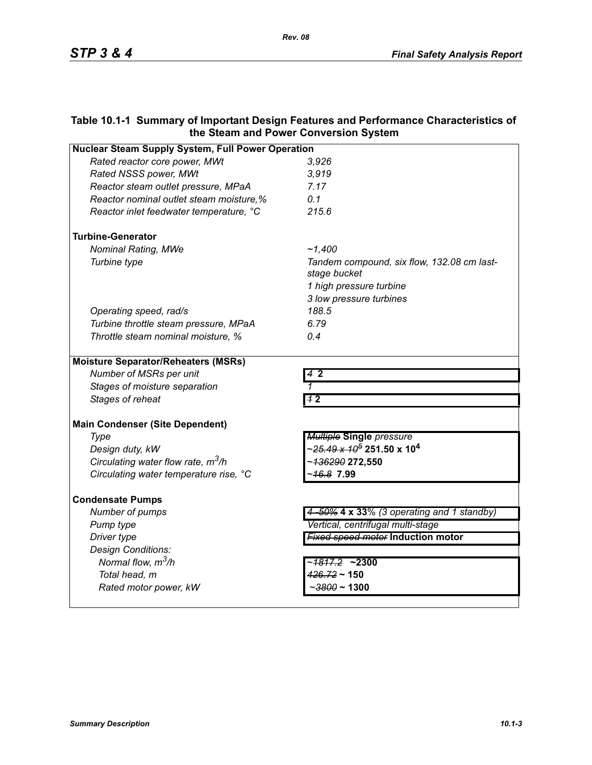**Table 10.1-1 Summary of Important Design Features and Performance Characteristics of the Steam and Power Conversion System**

| | |
|---|---|
| **Nuclear Steam Supply System, Full Power Operation** | |
| *Rated reactor core power, MWt* | *3,926* |
| *Rated NSSS power, MWt* | *3,919* |
| *Reactor steam outlet pressure, MPaA* | *7.17* |
| *Reactor nominal outlet steam moisture,%* | *0.1* |
| *Reactor inlet feedwater temperature, °C* | *215.6* |
| **Turbine-Generator** | |
| *Nominal Rating, MWe* | *~1,400* |
| *Turbine type* | *Tandem compound, six flow, 132.08 cm last-stage bucket*<br>*1 high pressure turbine*<br>*3 low pressure turbines* |
| *Operating speed, rad/s* | *188.5* |
| *Turbine throttle steam pressure, MPaA* | *6.79* |
| *Throttle steam nominal moisture, %* | *0.4* |
| **Moisture Separator/Reheaters (MSRs)** | |
| *Number of MSRs per unit* | ~~*4*~~ **2** |
| *Stages of moisture separation* | *1* |
| *Stages of reheat* | ~~*1*~~ **2** |
| **Main Condenser (Site Dependent)** | |
| *Type* | ~~*Multiple*~~ **Single** *pressure* |
| *Design duty, kW* | *~*~~*25.49 x 10⁵*~~ **251.50 x 10⁴** |
| *Circulating water flow rate, $m^3/h$* | *~*~~*136290*~~ **272,550** |
| *Circulating water temperature rise, °C* | *~*~~*16.8*~~ **7.99** |
| **Condensate Pumps** | |
| *Number of pumps* | ~~*4 -50%*~~ **4 x 33**% *(3 operating and 1 standby)* |
| *Pump type* | *Vertical, centrifugal multi-stage* |
| *Driver type* | ~~*Fixed speed motor*~~ **Induction motor** |
| *Design Conditions:* | |
| *Normal flow, $m^3/h$* | *~*~~*1817.2*~~ **~2300** |
| *Total head, m* | ~~*426.72*~~ **~ 150** |
| *Rated motor power, kW* | *~*~~*3800*~~ **~ 1300** |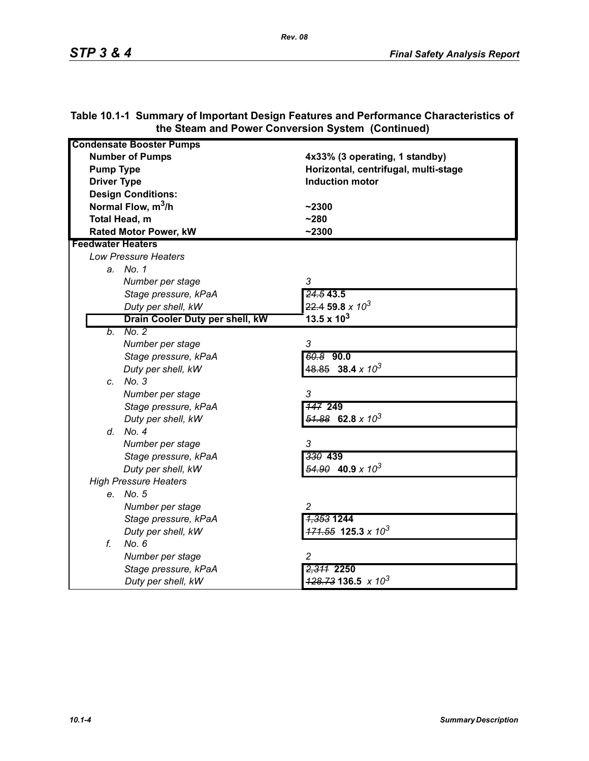**Table 10.1-1 Summary of Important Design Features and Performance Characteristics of the Steam and Power Conversion System (Continued)**

| | |
|---|---|
| **Condensate Booster Pumps** | |
| **Number of Pumps** | **4x33% (3 operating, 1 standby)** |
| **Pump Type** | **Horizontal, centrifugal, multi-stage** |
| **Driver Type** | **Induction motor** |
| **Design Conditions:** | |
| **Normal Flow, $m^3$/h** | **~2300** |
| **Total Head, m** | **~280** |
| **Rated Motor Power, kW** | **~2300** |
| **Feedwater Heaters** | |
| *Low Pressure Heaters* | |
| *a. No. 1* | |
| *Number per stage* | *3* |
| *Stage pressure, kPaA* | ~~*24.5*~~ **43.5** |
| *Duty per shell, kW* | ~~22.4~~ **59.8** *x $10^3$* |
| **Drain Cooler Duty per shell, kW** | **13.5 x $10^3$** |
| *b. No. 2* | |
| *Number per stage* | *3* |
| *Stage pressure, kPaA* | ~~*60.8*~~ **90.0** |
| *Duty per shell, kW* | ~~48.85~~ **38.4** *x $10^3$* |
| *c. No. 3* | |
| *Number per stage* | *3* |
| *Stage pressure, kPaA* | ~~*147*~~ **249** |
| *Duty per shell, kW* | ~~*51.88*~~ **62.8** *x $10^3$* |
| *d. No. 4* | |
| *Number per stage* | *3* |
| *Stage pressure, kPaA* | ~~*330*~~ **439** |
| *Duty per shell, kW* | ~~*54.90*~~ **40.9** *x $10^3$* |
| *High Pressure Heaters* | |
| *e. No. 5* | |
| *Number per stage* | *2* |
| *Stage pressure, kPaA* | ~~*1,353*~~ **1244** |
| *Duty per shell, kW* | ~~*171.55*~~ **125.3** *x $10^3$* |
| *f. No. 6* | |
| *Number per stage* | *2* |
| *Stage pressure, kPaA* | ~~*2,311*~~ **2250** |
| *Duty per shell, kW* | ~~*128.73*~~ **136.5** *x $10^3$* |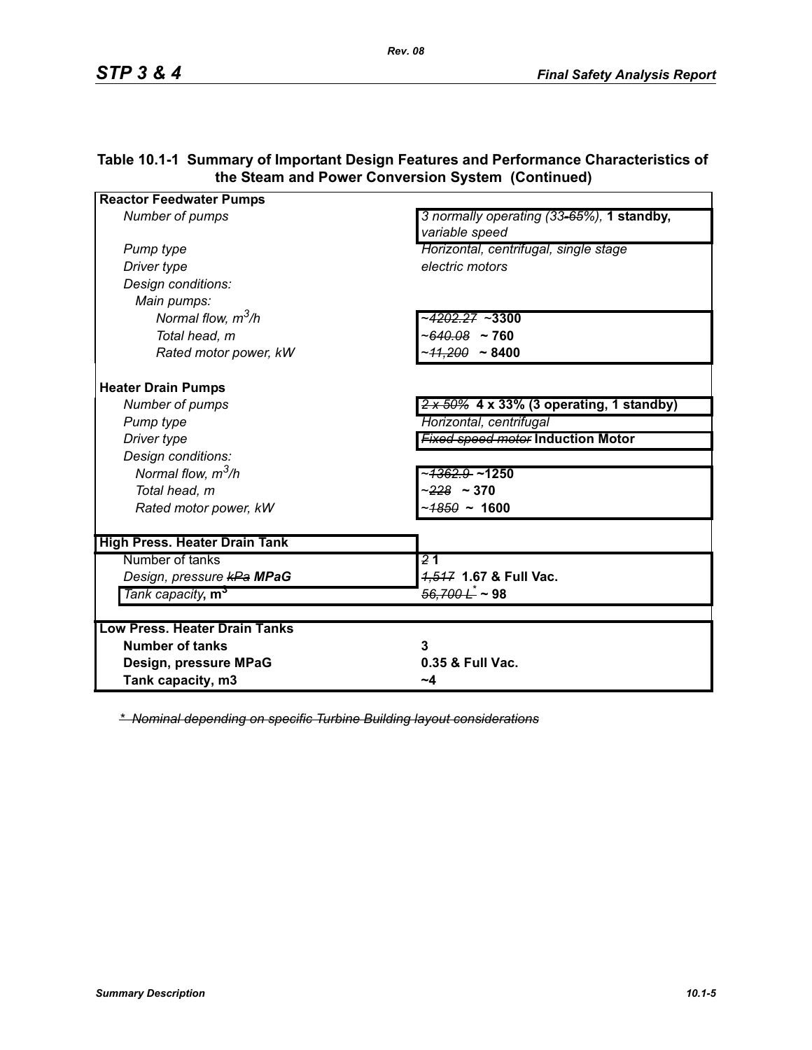### Table 10.1-1 Summary of Important Design Features and Performance Characteristics of the Steam and Power Conversion System (Continued)

| | |
|---|---|
| **Reactor Feedwater Pumps** | |
| *Number of pumps* | *3 normally operating (33~~-65%~~),* **1 standby,** *variable speed* |
| *Pump type* | *Horizontal, centrifugal, single stage* |
| *Driver type* | *electric motors* |
| *Design conditions:* | |
| *Main pumps:* | |
| *Normal flow, $m^3/h$* | ~~*~4202.27*~~ **~3300** |
| *Total head, m* | *~~~640.08~~* **~ 760** |
| *Rated motor power, kW* | *~~~11,200~~* **~ 8400** |
| **Heater Drain Pumps** | |
| *Number of pumps* | ~~*2 x 50%*~~ **4 x 33% (3 operating, 1 standby)** |
| *Pump type* | *Horizontal, centrifugal* |
| *Driver type* | ~~*Fixed speed motor*~~ **Induction Motor** |
| *Design conditions:* | |
| *Normal flow, $m^3/h$* | *~~~1362.9~~* **~1250** |
| *Total head, m* | *~~~228~~* **~ 370** |
| *Rated motor power, kW* | *~~~1850~~* **~ 1600** |
| **High Press. Heater Drain Tank** | |
| Number of tanks | ~~*2*~~ **1** |
| *Design, pressure ~~kPa~~* ***MPaG*** | ~~*1,517*~~ **1.67 & Full Vac.** |
| *Tank capacity***, m³** | ~~*56,700 L[*]*~~ **~ 98** |
| **Low Press. Heater Drain Tanks** | |
| **Number of tanks** | **3** |
| **Design, pressure MPaG** | **0.35 & Full Vac.** |
| **Tank capacity, m3** | **~4** |

~~*\* Nominal depending on specific Turbine Building layout considerations*~~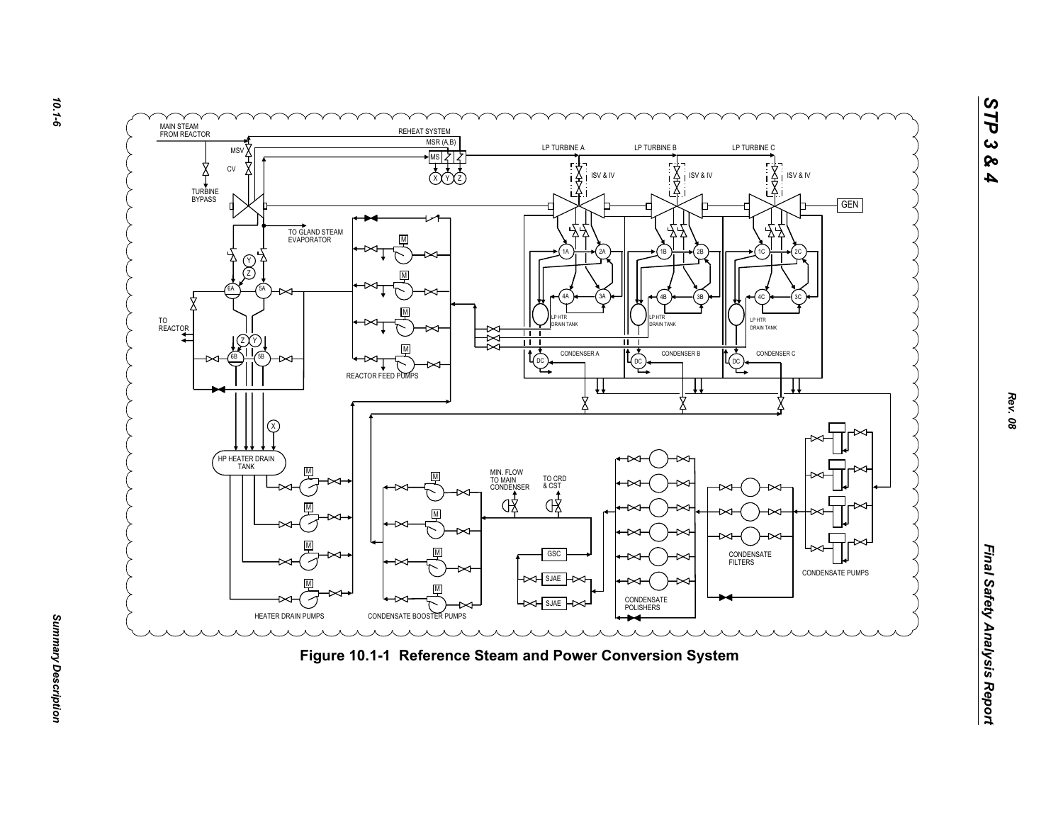**Figure 10.1-1 Reference Steam and Power Conversion System**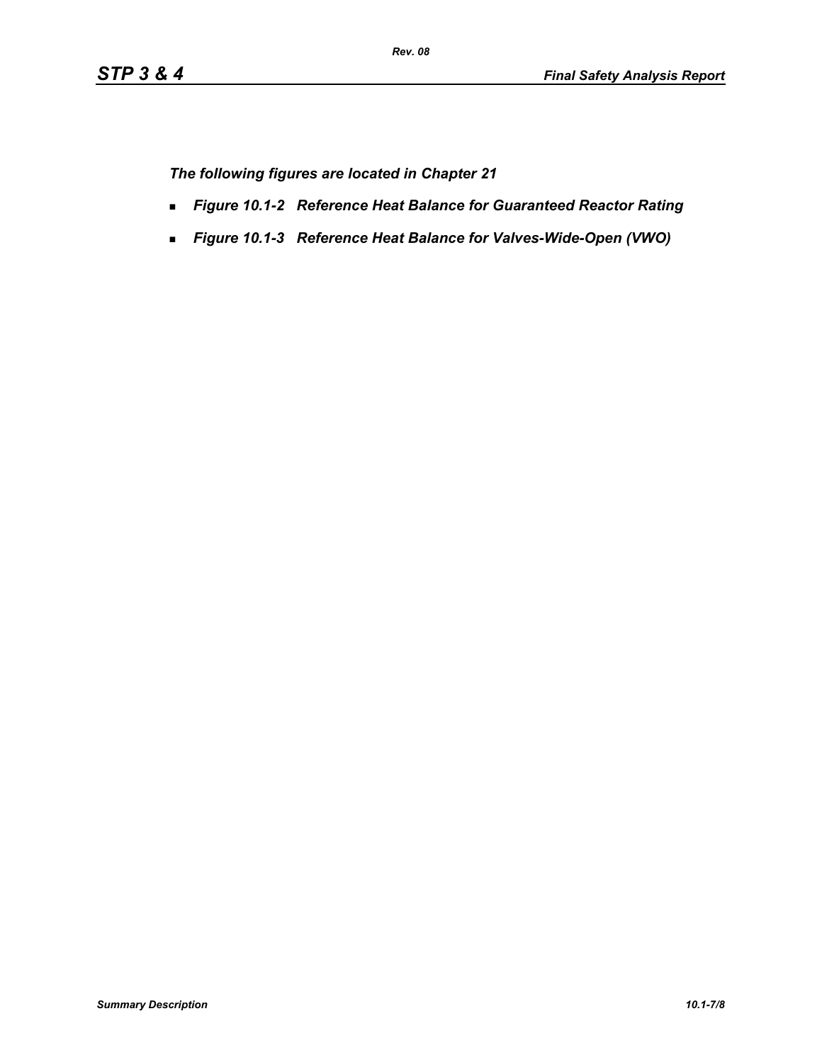*The following figures are located in Chapter 21*

- ***Figure 10.1-2 Reference Heat Balance for Guaranteed Reactor Rating***
- ***Figure 10.1-3 Reference Heat Balance for Valves-Wide-Open (VWO)***